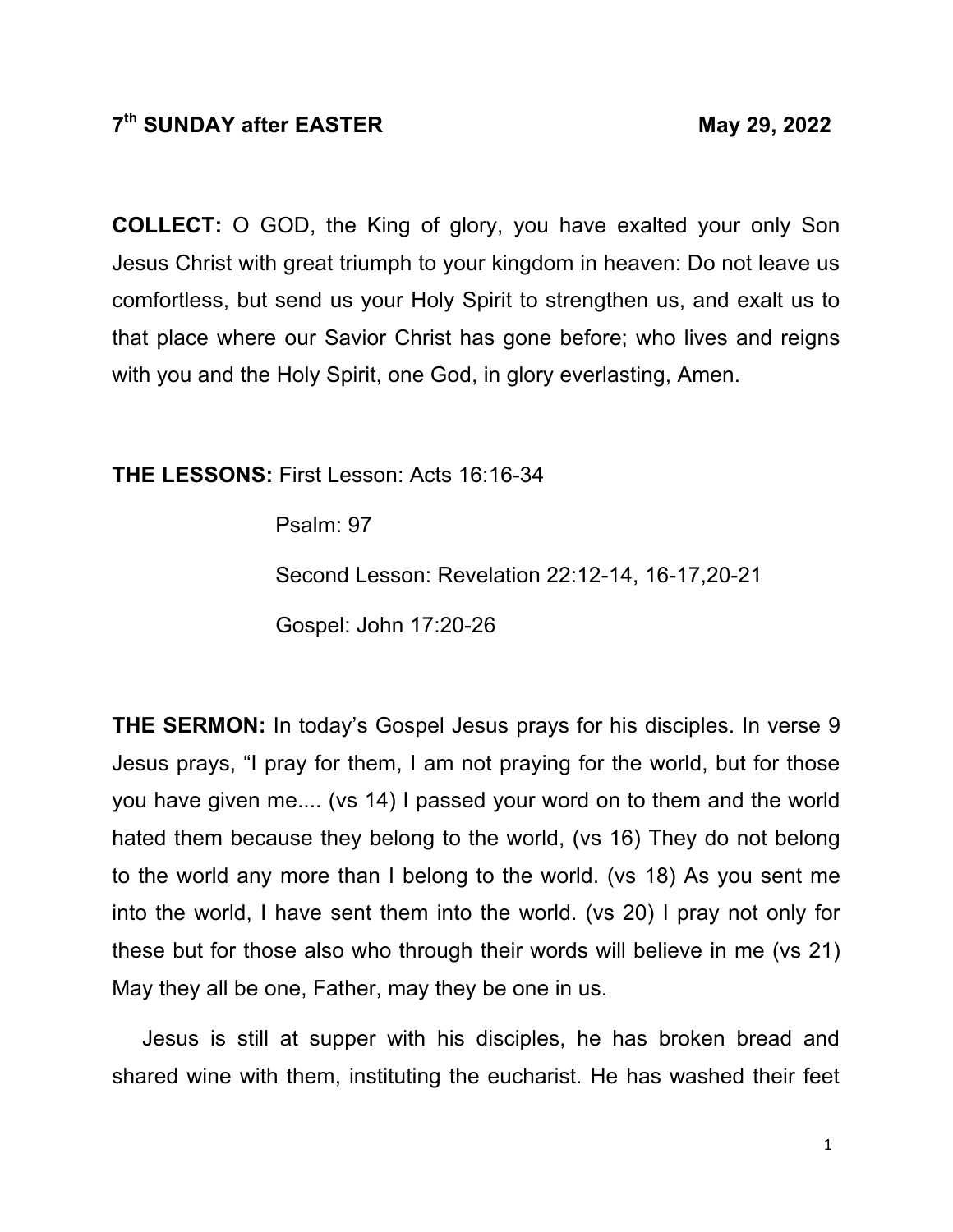**7th SUNDAY after EASTER** **May 29, 2022**

**COLLECT:** O GOD, the King of glory, you have exalted your only Son Jesus Christ with great triumph to your kingdom in heaven: Do not leave us comfortless, but send us your Holy Spirit to strengthen us, and exalt us to that place where our Savior Christ has gone before; who lives and reigns with you and the Holy Spirit, one God, in glory everlasting, Amen.

**THE LESSONS:** First Lesson: Acts 16:16-34

Psalm: 97

Second Lesson: Revelation 22:12-14, 16-17,20-21

Gospel: John 17:20-26

**THE SERMON:** In today's Gospel Jesus prays for his disciples. In verse 9 Jesus prays, "I pray for them, I am not praying for the world, but for those you have given me.... (vs 14) I passed your word on to them and the world hated them because they belong to the world, (vs 16) They do not belong to the world any more than I belong to the world. (vs 18) As you sent me into the world, I have sent them into the world. (vs 20) I pray not only for these but for those also who through their words will believe in me (vs 21) May they all be one, Father, may they be one in us.

Jesus is still at supper with his disciples, he has broken bread and shared wine with them, instituting the eucharist. He has washed their feet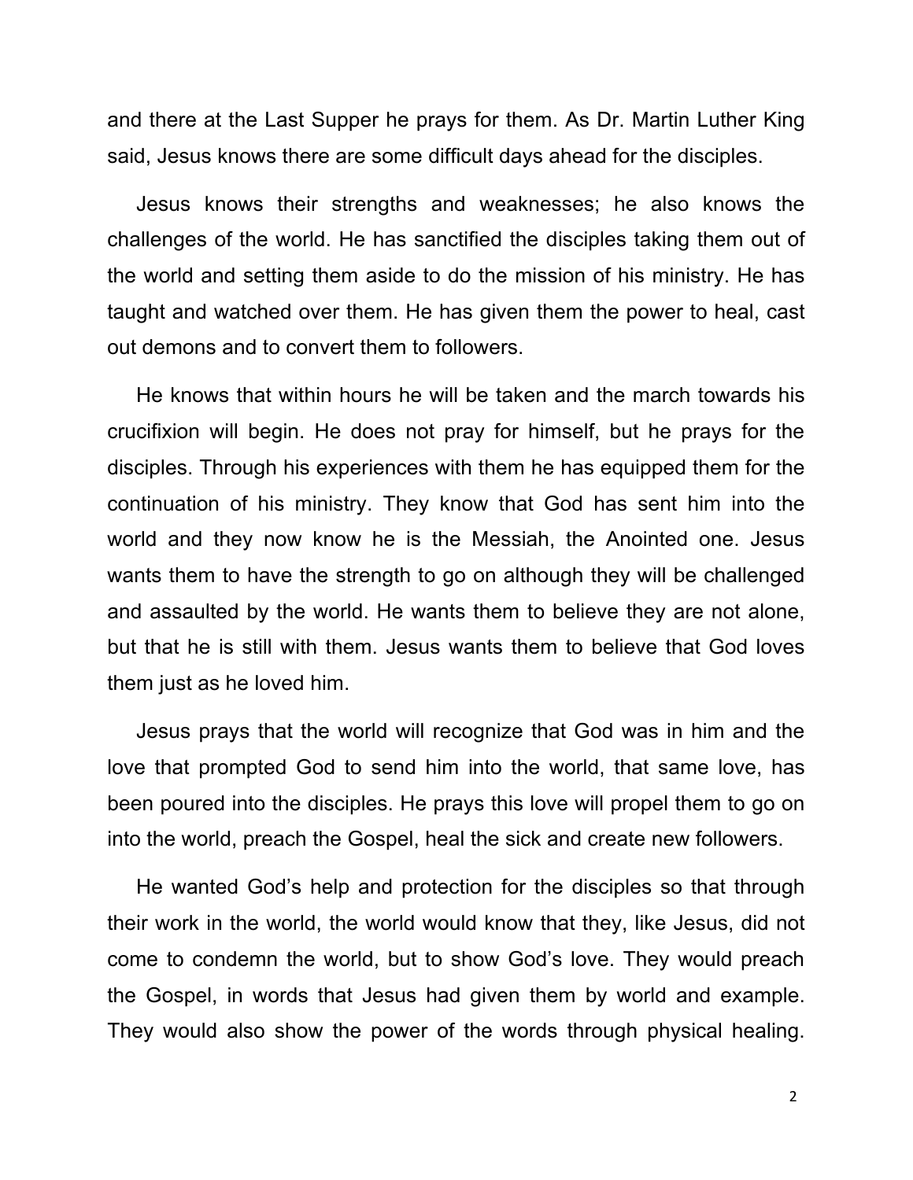and there at the Last Supper he prays for them. As Dr. Martin Luther King said, Jesus knows there are some difficult days ahead for the disciples.

Jesus knows their strengths and weaknesses; he also knows the challenges of the world. He has sanctified the disciples taking them out of the world and setting them aside to do the mission of his ministry. He has taught and watched over them. He has given them the power to heal, cast out demons and to convert them to followers.

He knows that within hours he will be taken and the march towards his crucifixion will begin. He does not pray for himself, but he prays for the disciples. Through his experiences with them he has equipped them for the continuation of his ministry. They know that God has sent him into the world and they now know he is the Messiah, the Anointed one. Jesus wants them to have the strength to go on although they will be challenged and assaulted by the world. He wants them to believe they are not alone, but that he is still with them. Jesus wants them to believe that God loves them just as he loved him.

Jesus prays that the world will recognize that God was in him and the love that prompted God to send him into the world, that same love, has been poured into the disciples. He prays this love will propel them to go on into the world, preach the Gospel, heal the sick and create new followers.

He wanted God's help and protection for the disciples so that through their work in the world, the world would know that they, like Jesus, did not come to condemn the world, but to show God's love. They would preach the Gospel, in words that Jesus had given them by world and example. They would also show the power of the words through physical healing.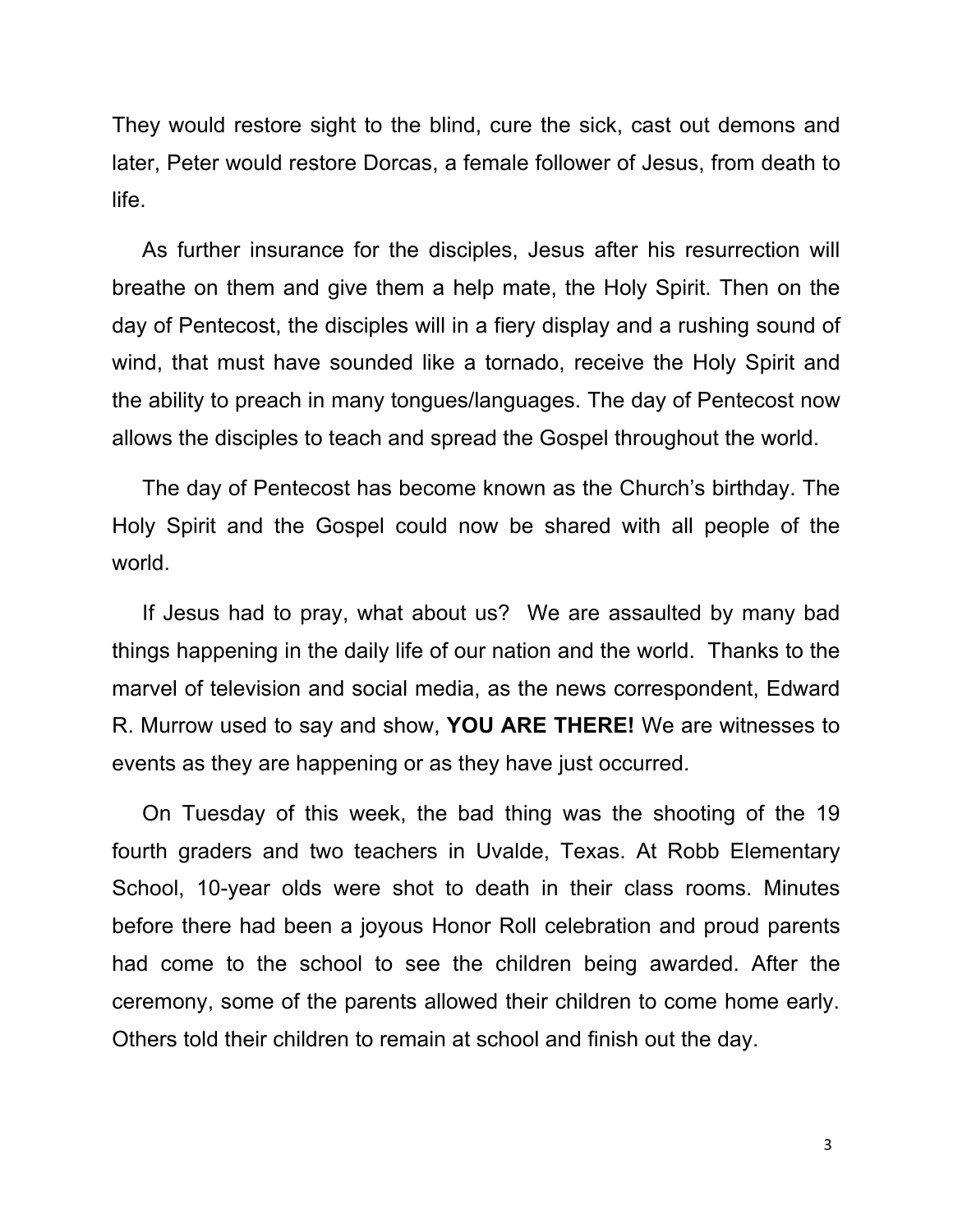They would restore sight to the blind, cure the sick, cast out demons and later, Peter would restore Dorcas, a female follower of Jesus, from death to life.

As further insurance for the disciples, Jesus after his resurrection will breathe on them and give them a help mate, the Holy Spirit. Then on the day of Pentecost, the disciples will in a fiery display and a rushing sound of wind, that must have sounded like a tornado, receive the Holy Spirit and the ability to preach in many tongues/languages. The day of Pentecost now allows the disciples to teach and spread the Gospel throughout the world.

The day of Pentecost has become known as the Church's birthday. The Holy Spirit and the Gospel could now be shared with all people of the world.

If Jesus had to pray, what about us? We are assaulted by many bad things happening in the daily life of our nation and the world. Thanks to the marvel of television and social media, as the news correspondent, Edward R. Murrow used to say and show, **YOU ARE THERE!** We are witnesses to events as they are happening or as they have just occurred.

On Tuesday of this week, the bad thing was the shooting of the 19 fourth graders and two teachers in Uvalde, Texas. At Robb Elementary School, 10-year olds were shot to death in their class rooms. Minutes before there had been a joyous Honor Roll celebration and proud parents had come to the school to see the children being awarded. After the ceremony, some of the parents allowed their children to come home early. Others told their children to remain at school and finish out the day.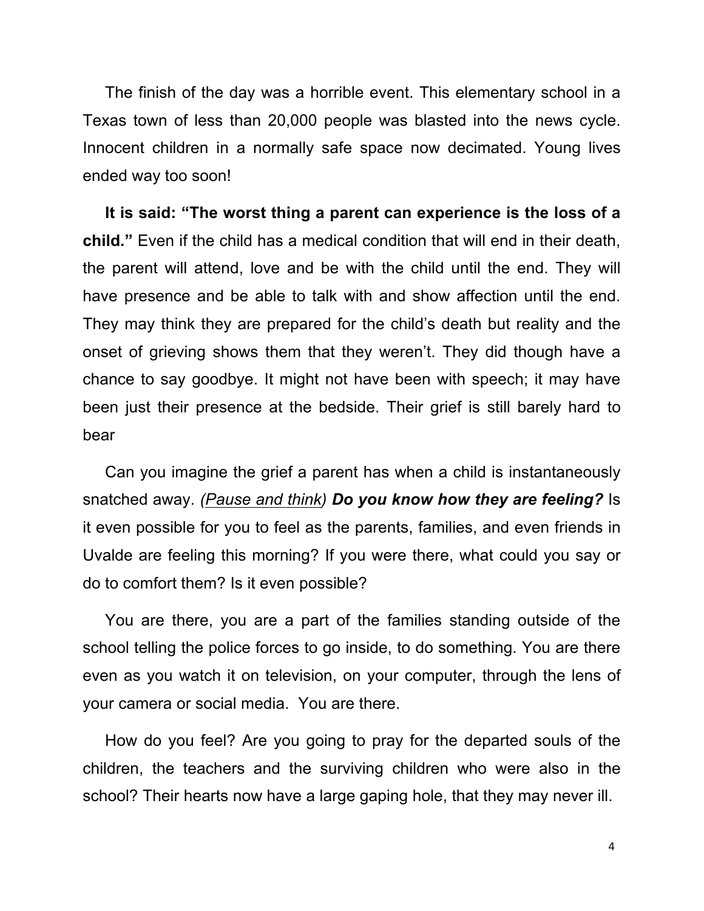The finish of the day was a horrible event. This elementary school in a Texas town of less than 20,000 people was blasted into the news cycle. Innocent children in a normally safe space now decimated. Young lives ended way too soon!

**It is said: "The worst thing a parent can experience is the loss of a child."** Even if the child has a medical condition that will end in their death, the parent will attend, love and be with the child until the end. They will have presence and be able to talk with and show affection until the end. They may think they are prepared for the child's death but reality and the onset of grieving shows them that they weren't. They did though have a chance to say goodbye. It might not have been with speech; it may have been just their presence at the bedside. Their grief is still barely hard to bear

Can you imagine the grief a parent has when a child is instantaneously snatched away. *(<u>Pause and think</u>)* ***Do you know how they are feeling?*** Is it even possible for you to feel as the parents, families, and even friends in Uvalde are feeling this morning? If you were there, what could you say or do to comfort them? Is it even possible?

You are there, you are a part of the families standing outside of the school telling the police forces to go inside, to do something. You are there even as you watch it on television, on your computer, through the lens of your camera or social media. You are there.

How do you feel? Are you going to pray for the departed souls of the children, the teachers and the surviving children who were also in the school? Their hearts now have a large gaping hole, that they may never ill.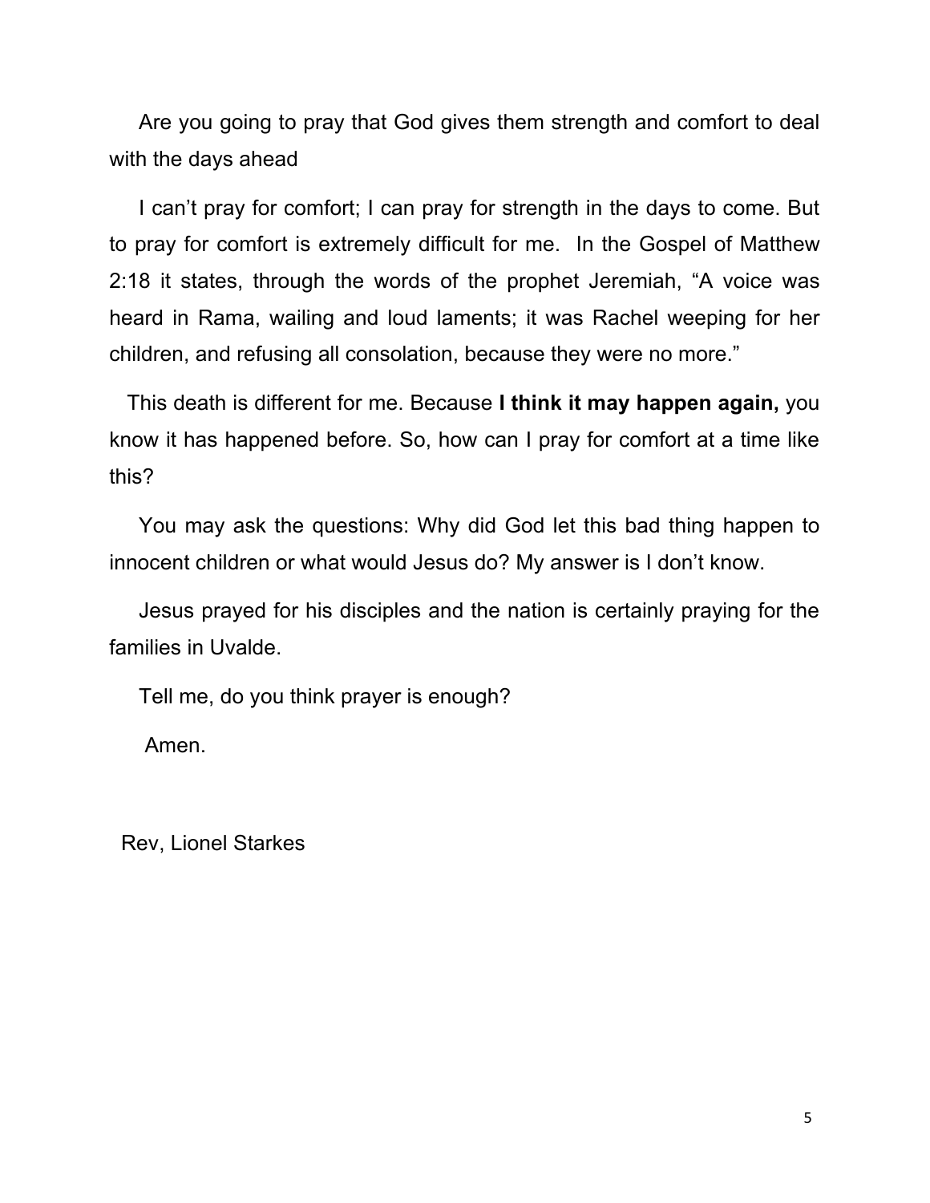Are you going to pray that God gives them strength and comfort to deal with the days ahead

I can't pray for comfort; I can pray for strength in the days to come. But to pray for comfort is extremely difficult for me. In the Gospel of Matthew 2:18 it states, through the words of the prophet Jeremiah, "A voice was heard in Rama, wailing and loud laments; it was Rachel weeping for her children, and refusing all consolation, because they were no more."

This death is different for me. Because **I think it may happen again,** you know it has happened before. So, how can I pray for comfort at a time like this?

You may ask the questions: Why did God let this bad thing happen to innocent children or what would Jesus do? My answer is I don't know.

Jesus prayed for his disciples and the nation is certainly praying for the families in Uvalde.

Tell me, do you think prayer is enough?

Amen.

Rev, Lionel Starkes